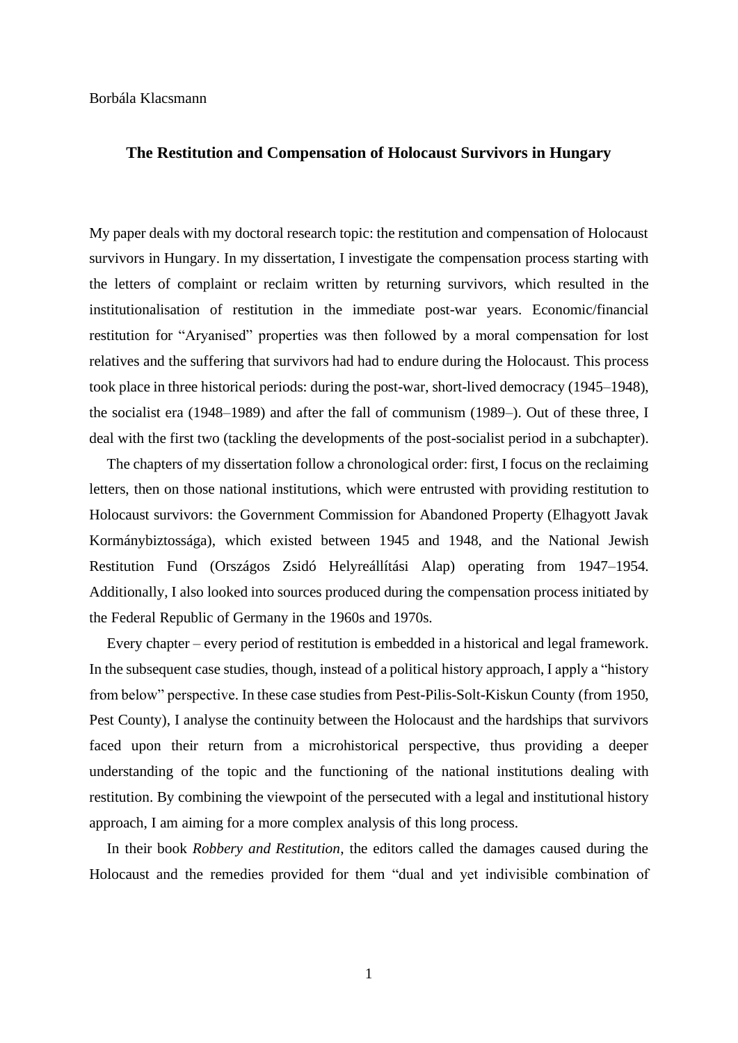Borbála Klacsmann

# The Restitution and Compensation of Holocaust Survivors in Hungary

My paper deals with my doctoral research topic: the restitution and compensation of Holocaust survivors in Hungary. In my dissertation, I investigate the compensation process starting with the letters of complaint or reclaim written by returning survivors, which resulted in the institutionalisation of restitution in the immediate post-war years. Economic/financial restitution for "Aryanised" properties was then followed by a moral compensation for lost relatives and the suffering that survivors had had to endure during the Holocaust. This process took place in three historical periods: during the post-war, short-lived democracy (1945–1948), the socialist era (1948–1989) and after the fall of communism (1989–). Out of these three, I deal with the first two (tackling the developments of the post-socialist period in a subchapter).

The chapters of my dissertation follow a chronological order: first, I focus on the reclaiming letters, then on those national institutions, which were entrusted with providing restitution to Holocaust survivors: the Government Commission for Abandoned Property (Elhagyott Javak Kormánybiztossága), which existed between 1945 and 1948, and the National Jewish Restitution Fund (Országos Zsidó Helyreállítási Alap) operating from 1947–1954. Additionally, I also looked into sources produced during the compensation process initiated by the Federal Republic of Germany in the 1960s and 1970s.

Every chapter – every period of restitution is embedded in a historical and legal framework. In the subsequent case studies, though, instead of a political history approach, I apply a "history from below" perspective. In these case studies from Pest-Pilis-Solt-Kiskun County (from 1950, Pest County), I analyse the continuity between the Holocaust and the hardships that survivors faced upon their return from a microhistorical perspective, thus providing a deeper understanding of the topic and the functioning of the national institutions dealing with restitution. By combining the viewpoint of the persecuted with a legal and institutional history approach, I am aiming for a more complex analysis of this long process.

In their book *Robbery and Restitution*, the editors called the damages caused during the Holocaust and the remedies provided for them "dual and yet indivisible combination of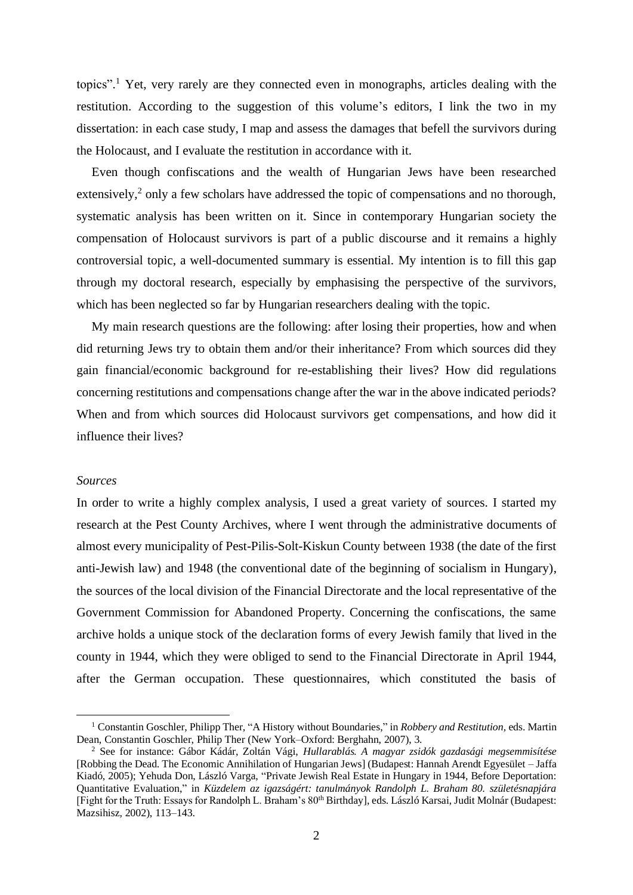topics".[1] Yet, very rarely are they connected even in monographs, articles dealing with the restitution. According to the suggestion of this volume's editors, I link the two in my dissertation: in each case study, I map and assess the damages that befell the survivors during the Holocaust, and I evaluate the restitution in accordance with it.

Even though confiscations and the wealth of Hungarian Jews have been researched extensively,[2] only a few scholars have addressed the topic of compensations and no thorough, systematic analysis has been written on it. Since in contemporary Hungarian society the compensation of Holocaust survivors is part of a public discourse and it remains a highly controversial topic, a well-documented summary is essential. My intention is to fill this gap through my doctoral research, especially by emphasising the perspective of the survivors, which has been neglected so far by Hungarian researchers dealing with the topic.

My main research questions are the following: after losing their properties, how and when did returning Jews try to obtain them and/or their inheritance? From which sources did they gain financial/economic background for re-establishing their lives? How did regulations concerning restitutions and compensations change after the war in the above indicated periods? When and from which sources did Holocaust survivors get compensations, and how did it influence their lives?

*Sources*

In order to write a highly complex analysis, I used a great variety of sources. I started my research at the Pest County Archives, where I went through the administrative documents of almost every municipality of Pest-Pilis-Solt-Kiskun County between 1938 (the date of the first anti-Jewish law) and 1948 (the conventional date of the beginning of socialism in Hungary), the sources of the local division of the Financial Directorate and the local representative of the Government Commission for Abandoned Property. Concerning the confiscations, the same archive holds a unique stock of the declaration forms of every Jewish family that lived in the county in 1944, which they were obliged to send to the Financial Directorate in April 1944, after the German occupation. These questionnaires, which constituted the basis of

---

[1] Constantin Goschler, Philipp Ther, "A History without Boundaries," in *Robbery and Restitution*, eds. Martin Dean, Constantin Goschler, Philip Ther (New York–Oxford: Berghahn, 2007), 3.

[2] See for instance: Gábor Kádár, Zoltán Vági, *Hullarablás. A magyar zsidók gazdasági megsemmisítése* [Robbing the Dead. The Economic Annihilation of Hungarian Jews] (Budapest: Hannah Arendt Egyesület – Jaffa Kiadó, 2005); Yehuda Don, László Varga, "Private Jewish Real Estate in Hungary in 1944, Before Deportation: Quantitative Evaluation," in *Küzdelem az igazságért: tanulmányok Randolph L. Braham 80. születésnapjára* [Fight for the Truth: Essays for Randolph L. Braham's 80th Birthday], eds. László Karsai, Judit Molnár (Budapest: Mazsihisz, 2002), 113–143.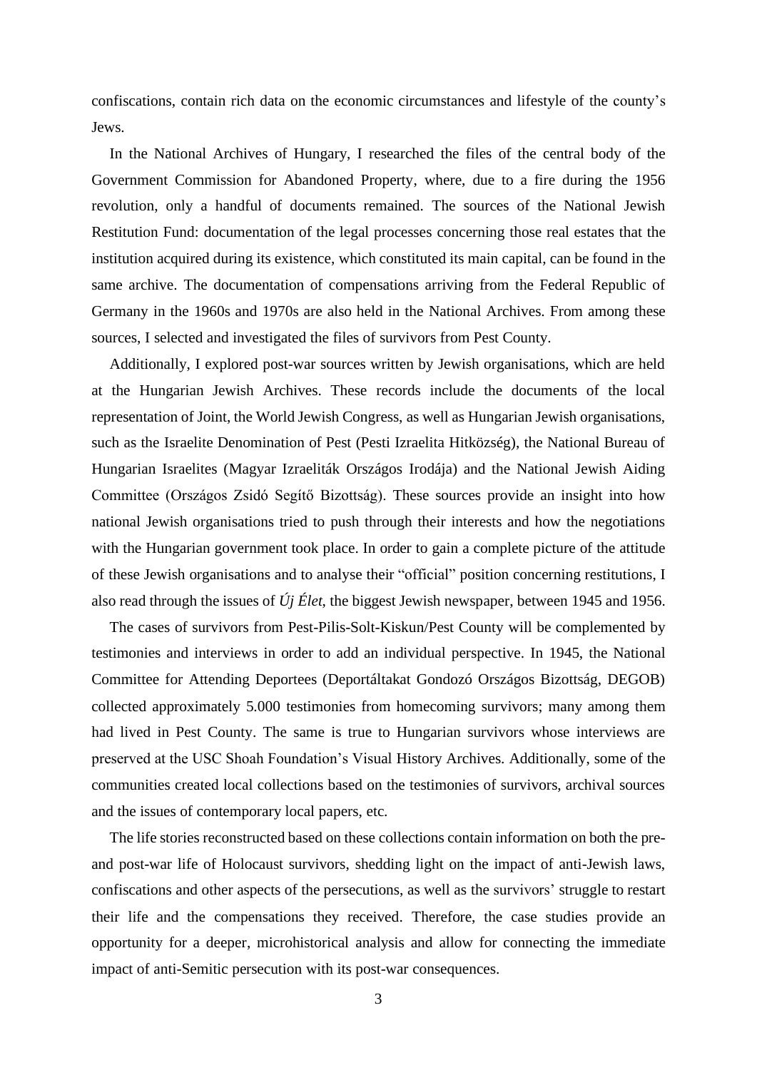confiscations, contain rich data on the economic circumstances and lifestyle of the county's Jews.

In the National Archives of Hungary, I researched the files of the central body of the Government Commission for Abandoned Property, where, due to a fire during the 1956 revolution, only a handful of documents remained. The sources of the National Jewish Restitution Fund: documentation of the legal processes concerning those real estates that the institution acquired during its existence, which constituted its main capital, can be found in the same archive. The documentation of compensations arriving from the Federal Republic of Germany in the 1960s and 1970s are also held in the National Archives. From among these sources, I selected and investigated the files of survivors from Pest County.

Additionally, I explored post-war sources written by Jewish organisations, which are held at the Hungarian Jewish Archives. These records include the documents of the local representation of Joint, the World Jewish Congress, as well as Hungarian Jewish organisations, such as the Israelite Denomination of Pest (Pesti Izraelita Hitközség), the National Bureau of Hungarian Israelites (Magyar Izraeliták Országos Irodája) and the National Jewish Aiding Committee (Országos Zsidó Segítő Bizottság). These sources provide an insight into how national Jewish organisations tried to push through their interests and how the negotiations with the Hungarian government took place. In order to gain a complete picture of the attitude of these Jewish organisations and to analyse their "official" position concerning restitutions, I also read through the issues of *Új Élet*, the biggest Jewish newspaper, between 1945 and 1956.

The cases of survivors from Pest-Pilis-Solt-Kiskun/Pest County will be complemented by testimonies and interviews in order to add an individual perspective. In 1945, the National Committee for Attending Deportees (Deportáltakat Gondozó Országos Bizottság, DEGOB) collected approximately 5.000 testimonies from homecoming survivors; many among them had lived in Pest County. The same is true to Hungarian survivors whose interviews are preserved at the USC Shoah Foundation's Visual History Archives. Additionally, some of the communities created local collections based on the testimonies of survivors, archival sources and the issues of contemporary local papers, etc.

The life stories reconstructed based on these collections contain information on both the pre- and post-war life of Holocaust survivors, shedding light on the impact of anti-Jewish laws, confiscations and other aspects of the persecutions, as well as the survivors' struggle to restart their life and the compensations they received. Therefore, the case studies provide an opportunity for a deeper, microhistorical analysis and allow for connecting the immediate impact of anti-Semitic persecution with its post-war consequences.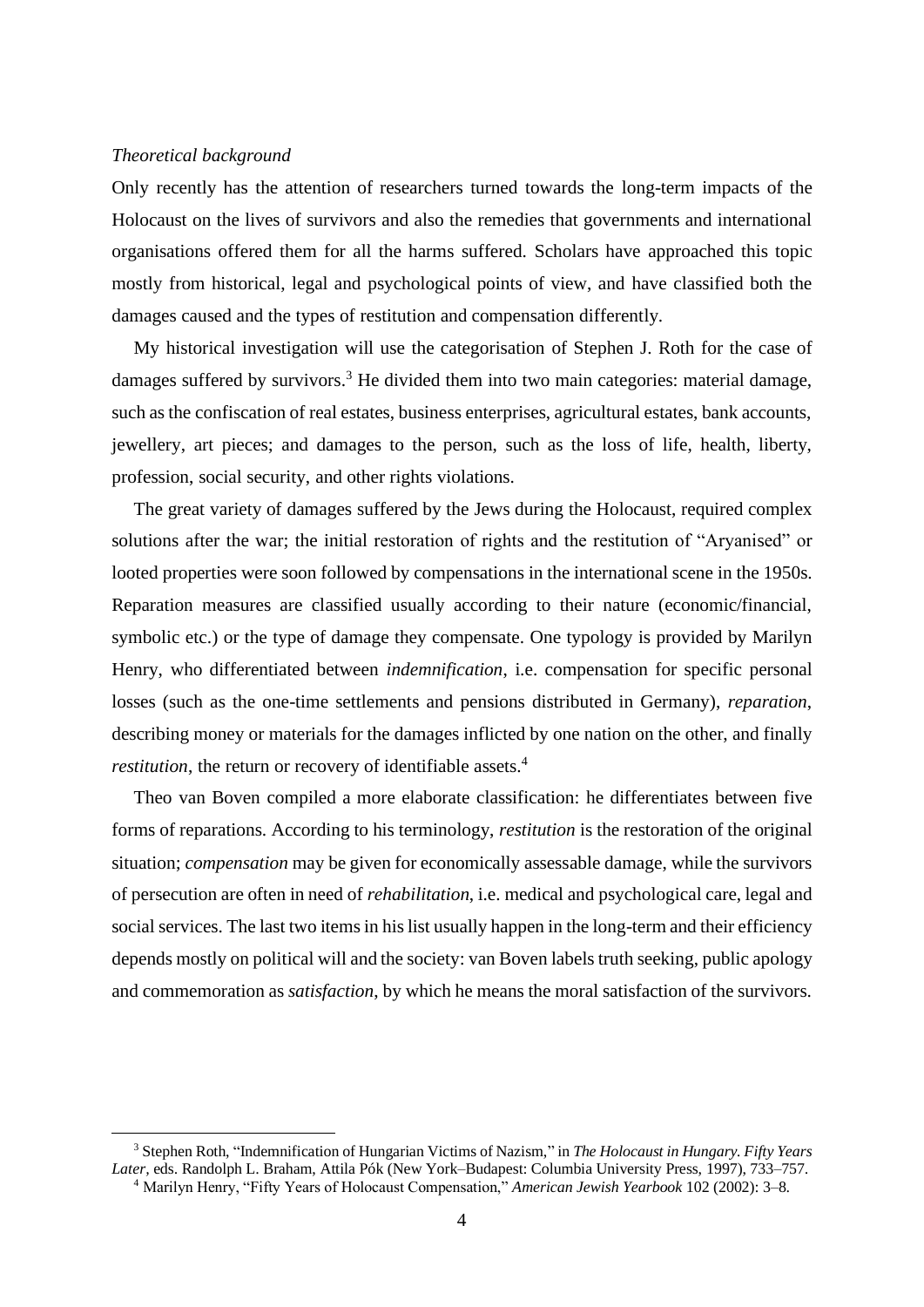*Theoretical background*

Only recently has the attention of researchers turned towards the long-term impacts of the Holocaust on the lives of survivors and also the remedies that governments and international organisations offered them for all the harms suffered. Scholars have approached this topic mostly from historical, legal and psychological points of view, and have classified both the damages caused and the types of restitution and compensation differently.

My historical investigation will use the categorisation of Stephen J. Roth for the case of damages suffered by survivors.[3] He divided them into two main categories: material damage, such as the confiscation of real estates, business enterprises, agricultural estates, bank accounts, jewellery, art pieces; and damages to the person, such as the loss of life, health, liberty, profession, social security, and other rights violations.

The great variety of damages suffered by the Jews during the Holocaust, required complex solutions after the war; the initial restoration of rights and the restitution of "Aryanised" or looted properties were soon followed by compensations in the international scene in the 1950s. Reparation measures are classified usually according to their nature (economic/financial, symbolic etc.) or the type of damage they compensate. One typology is provided by Marilyn Henry, who differentiated between *indemnification*, i.e. compensation for specific personal losses (such as the one-time settlements and pensions distributed in Germany), *reparation*, describing money or materials for the damages inflicted by one nation on the other, and finally *restitution*, the return or recovery of identifiable assets.[4]

Theo van Boven compiled a more elaborate classification: he differentiates between five forms of reparations. According to his terminology, *restitution* is the restoration of the original situation; *compensation* may be given for economically assessable damage, while the survivors of persecution are often in need of *rehabilitation*, i.e. medical and psychological care, legal and social services. The last two items in his list usually happen in the long-term and their efficiency depends mostly on political will and the society: van Boven labels truth seeking, public apology and commemoration as *satisfaction*, by which he means the moral satisfaction of the survivors.

---

[3] Stephen Roth, "Indemnification of Hungarian Victims of Nazism," in *The Holocaust in Hungary. Fifty Years Later*, eds. Randolph L. Braham, Attila Pók (New York–Budapest: Columbia University Press, 1997), 733–757.

[4] Marilyn Henry, "Fifty Years of Holocaust Compensation," *American Jewish Yearbook* 102 (2002): 3–8.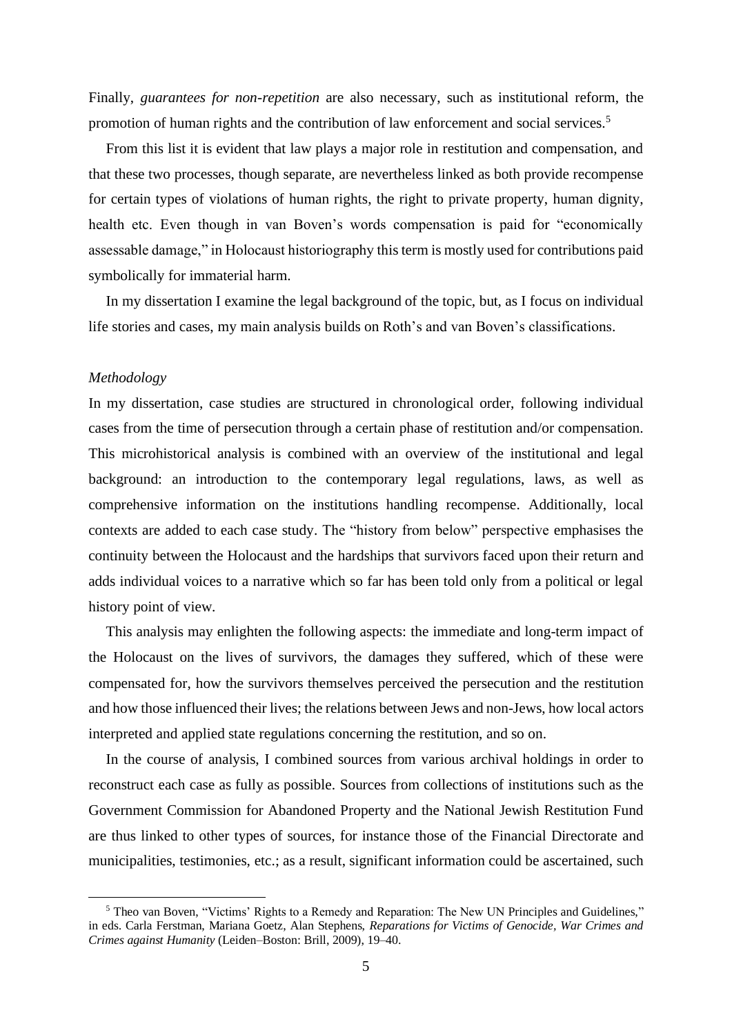Finally, *guarantees for non-repetition* are also necessary, such as institutional reform, the promotion of human rights and the contribution of law enforcement and social services.[5]

From this list it is evident that law plays a major role in restitution and compensation, and that these two processes, though separate, are nevertheless linked as both provide recompense for certain types of violations of human rights, the right to private property, human dignity, health etc. Even though in van Boven's words compensation is paid for "economically assessable damage," in Holocaust historiography this term is mostly used for contributions paid symbolically for immaterial harm.

In my dissertation I examine the legal background of the topic, but, as I focus on individual life stories and cases, my main analysis builds on Roth's and van Boven's classifications.

*Methodology*

In my dissertation, case studies are structured in chronological order, following individual cases from the time of persecution through a certain phase of restitution and/or compensation. This microhistorical analysis is combined with an overview of the institutional and legal background: an introduction to the contemporary legal regulations, laws, as well as comprehensive information on the institutions handling recompense. Additionally, local contexts are added to each case study. The "history from below" perspective emphasises the continuity between the Holocaust and the hardships that survivors faced upon their return and adds individual voices to a narrative which so far has been told only from a political or legal history point of view.

This analysis may enlighten the following aspects: the immediate and long-term impact of the Holocaust on the lives of survivors, the damages they suffered, which of these were compensated for, how the survivors themselves perceived the persecution and the restitution and how those influenced their lives; the relations between Jews and non-Jews, how local actors interpreted and applied state regulations concerning the restitution, and so on.

In the course of analysis, I combined sources from various archival holdings in order to reconstruct each case as fully as possible. Sources from collections of institutions such as the Government Commission for Abandoned Property and the National Jewish Restitution Fund are thus linked to other types of sources, for instance those of the Financial Directorate and municipalities, testimonies, etc.; as a result, significant information could be ascertained, such

---

[5] Theo van Boven, "Victims' Rights to a Remedy and Reparation: The New UN Principles and Guidelines," in eds. Carla Ferstman, Mariana Goetz, Alan Stephens, *Reparations for Victims of Genocide, War Crimes and Crimes against Humanity* (Leiden–Boston: Brill, 2009), 19–40.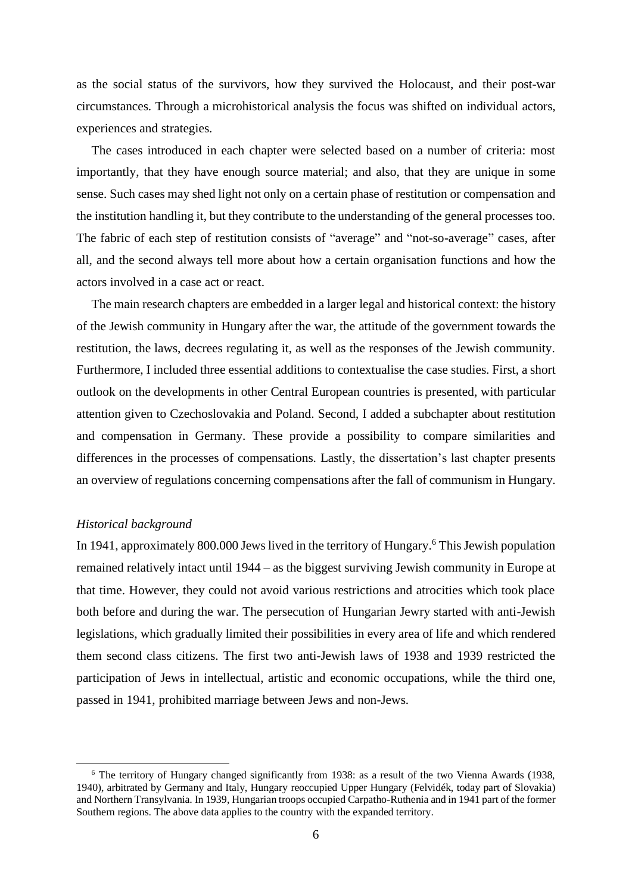as the social status of the survivors, how they survived the Holocaust, and their post-war circumstances. Through a microhistorical analysis the focus was shifted on individual actors, experiences and strategies.

The cases introduced in each chapter were selected based on a number of criteria: most importantly, that they have enough source material; and also, that they are unique in some sense. Such cases may shed light not only on a certain phase of restitution or compensation and the institution handling it, but they contribute to the understanding of the general processes too. The fabric of each step of restitution consists of "average" and "not-so-average" cases, after all, and the second always tell more about how a certain organisation functions and how the actors involved in a case act or react.

The main research chapters are embedded in a larger legal and historical context: the history of the Jewish community in Hungary after the war, the attitude of the government towards the restitution, the laws, decrees regulating it, as well as the responses of the Jewish community. Furthermore, I included three essential additions to contextualise the case studies. First, a short outlook on the developments in other Central European countries is presented, with particular attention given to Czechoslovakia and Poland. Second, I added a subchapter about restitution and compensation in Germany. These provide a possibility to compare similarities and differences in the processes of compensations. Lastly, the dissertation's last chapter presents an overview of regulations concerning compensations after the fall of communism in Hungary.

*Historical background*

In 1941, approximately 800.000 Jews lived in the territory of Hungary.[6] This Jewish population remained relatively intact until 1944 – as the biggest surviving Jewish community in Europe at that time. However, they could not avoid various restrictions and atrocities which took place both before and during the war. The persecution of Hungarian Jewry started with anti-Jewish legislations, which gradually limited their possibilities in every area of life and which rendered them second class citizens. The first two anti-Jewish laws of 1938 and 1939 restricted the participation of Jews in intellectual, artistic and economic occupations, while the third one, passed in 1941, prohibited marriage between Jews and non-Jews.

---

[6] The territory of Hungary changed significantly from 1938: as a result of the two Vienna Awards (1938, 1940), arbitrated by Germany and Italy, Hungary reoccupied Upper Hungary (Felvidék, today part of Slovakia) and Northern Transylvania. In 1939, Hungarian troops occupied Carpatho-Ruthenia and in 1941 part of the former Southern regions. The above data applies to the country with the expanded territory.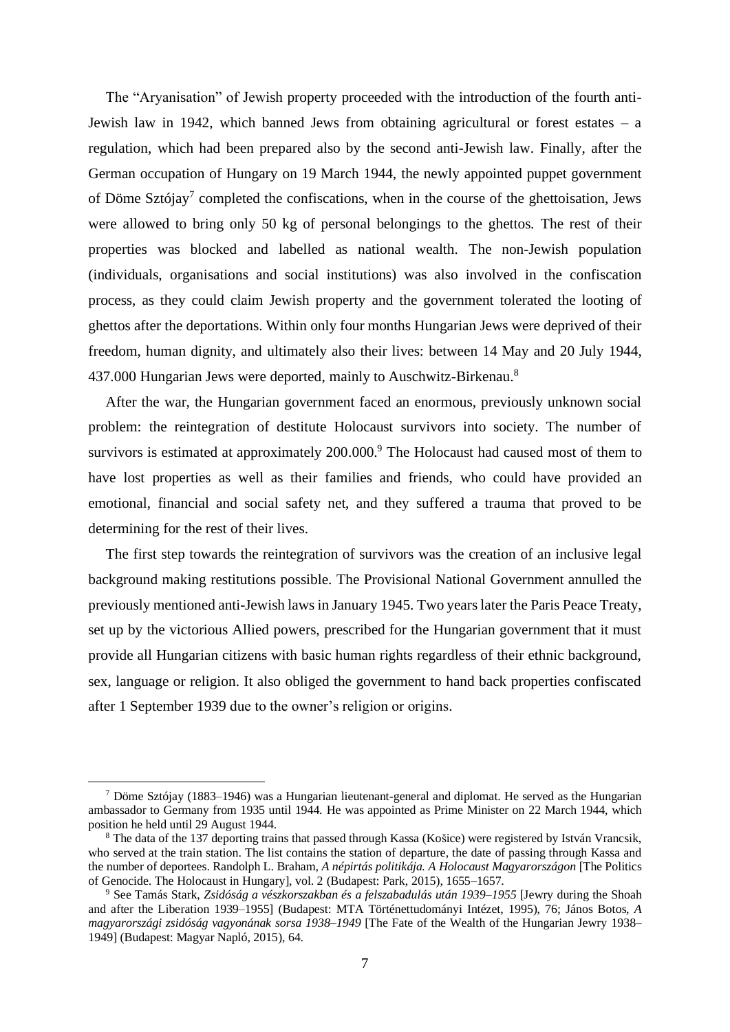The "Aryanisation" of Jewish property proceeded with the introduction of the fourth anti-Jewish law in 1942, which banned Jews from obtaining agricultural or forest estates – a regulation, which had been prepared also by the second anti-Jewish law. Finally, after the German occupation of Hungary on 19 March 1944, the newly appointed puppet government of Döme Sztójay[7] completed the confiscations, when in the course of the ghettoisation, Jews were allowed to bring only 50 kg of personal belongings to the ghettos. The rest of their properties was blocked and labelled as national wealth. The non-Jewish population (individuals, organisations and social institutions) was also involved in the confiscation process, as they could claim Jewish property and the government tolerated the looting of ghettos after the deportations. Within only four months Hungarian Jews were deprived of their freedom, human dignity, and ultimately also their lives: between 14 May and 20 July 1944, 437.000 Hungarian Jews were deported, mainly to Auschwitz-Birkenau.[8]

After the war, the Hungarian government faced an enormous, previously unknown social problem: the reintegration of destitute Holocaust survivors into society. The number of survivors is estimated at approximately 200.000.[9] The Holocaust had caused most of them to have lost properties as well as their families and friends, who could have provided an emotional, financial and social safety net, and they suffered a trauma that proved to be determining for the rest of their lives.

The first step towards the reintegration of survivors was the creation of an inclusive legal background making restitutions possible. The Provisional National Government annulled the previously mentioned anti-Jewish laws in January 1945. Two years later the Paris Peace Treaty, set up by the victorious Allied powers, prescribed for the Hungarian government that it must provide all Hungarian citizens with basic human rights regardless of their ethnic background, sex, language or religion. It also obliged the government to hand back properties confiscated after 1 September 1939 due to the owner's religion or origins.

---

[7] Döme Sztójay (1883–1946) was a Hungarian lieutenant-general and diplomat. He served as the Hungarian ambassador to Germany from 1935 until 1944. He was appointed as Prime Minister on 22 March 1944, which position he held until 29 August 1944.

[8] The data of the 137 deporting trains that passed through Kassa (Košice) were registered by István Vrancsik, who served at the train station. The list contains the station of departure, the date of passing through Kassa and the number of deportees. Randolph L. Braham, *A népirtás politikája. A Holocaust Magyarországon* [The Politics of Genocide. The Holocaust in Hungary], vol. 2 (Budapest: Park, 2015), 1655–1657.

[9] See Tamás Stark, *Zsidóság a vészkorszakban és a felszabadulás után 1939–1955* [Jewry during the Shoah and after the Liberation 1939–1955] (Budapest: MTA Történettudományi Intézet, 1995), 76; János Botos, *A magyarországi zsidóság vagyonának sorsa 1938–1949* [The Fate of the Wealth of the Hungarian Jewry 1938–1949] (Budapest: Magyar Napló, 2015), 64.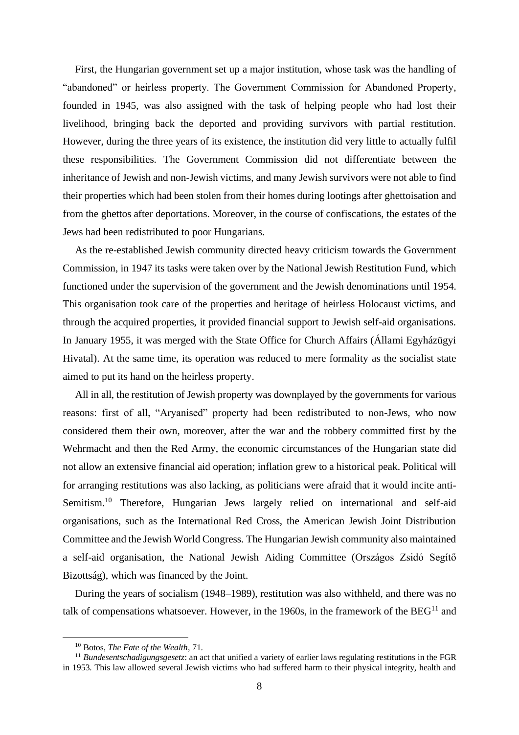First, the Hungarian government set up a major institution, whose task was the handling of "abandoned" or heirless property. The Government Commission for Abandoned Property, founded in 1945, was also assigned with the task of helping people who had lost their livelihood, bringing back the deported and providing survivors with partial restitution. However, during the three years of its existence, the institution did very little to actually fulfil these responsibilities. The Government Commission did not differentiate between the inheritance of Jewish and non-Jewish victims, and many Jewish survivors were not able to find their properties which had been stolen from their homes during lootings after ghettoisation and from the ghettos after deportations. Moreover, in the course of confiscations, the estates of the Jews had been redistributed to poor Hungarians.

As the re-established Jewish community directed heavy criticism towards the Government Commission, in 1947 its tasks were taken over by the National Jewish Restitution Fund, which functioned under the supervision of the government and the Jewish denominations until 1954. This organisation took care of the properties and heritage of heirless Holocaust victims, and through the acquired properties, it provided financial support to Jewish self-aid organisations. In January 1955, it was merged with the State Office for Church Affairs (Állami Egyházügyi Hivatal). At the same time, its operation was reduced to mere formality as the socialist state aimed to put its hand on the heirless property.

All in all, the restitution of Jewish property was downplayed by the governments for various reasons: first of all, "Aryanised" property had been redistributed to non-Jews, who now considered them their own, moreover, after the war and the robbery committed first by the Wehrmacht and then the Red Army, the economic circumstances of the Hungarian state did not allow an extensive financial aid operation; inflation grew to a historical peak. Political will for arranging restitutions was also lacking, as politicians were afraid that it would incite anti-Semitism.[10] Therefore, Hungarian Jews largely relied on international and self-aid organisations, such as the International Red Cross, the American Jewish Joint Distribution Committee and the Jewish World Congress. The Hungarian Jewish community also maintained a self-aid organisation, the National Jewish Aiding Committee (Országos Zsidó Segítő Bizottság), which was financed by the Joint.

During the years of socialism (1948–1989), restitution was also withheld, and there was no talk of compensations whatsoever. However, in the 1960s, in the framework of the BEG[11] and

---

[10] Botos, *The Fate of the Wealth*, 71.

[11] *Bundesentschadigungsgesetz*: an act that unified a variety of earlier laws regulating restitutions in the FGR in 1953. This law allowed several Jewish victims who had suffered harm to their physical integrity, health and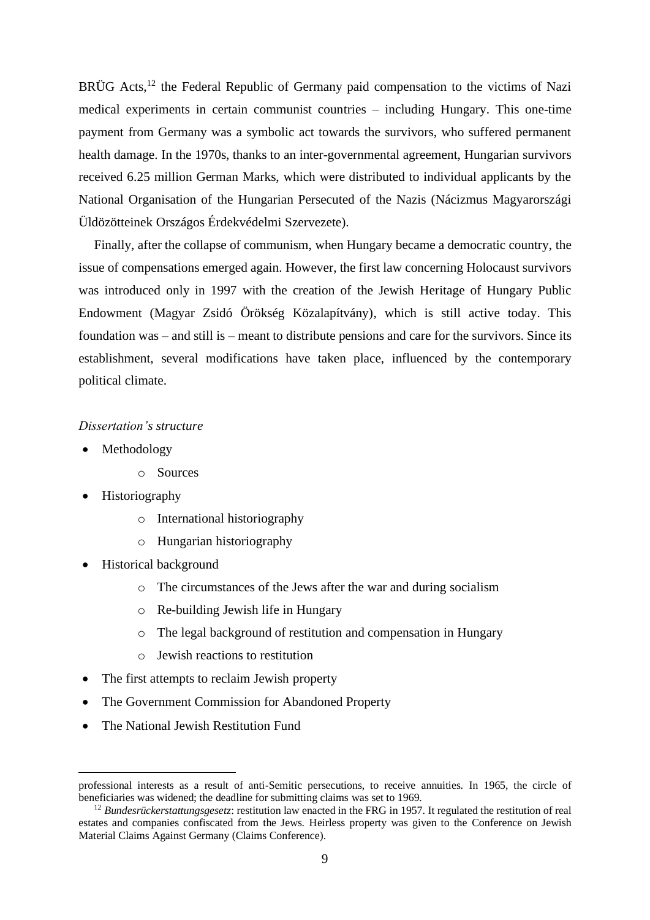BRÜG Acts,[12] the Federal Republic of Germany paid compensation to the victims of Nazi medical experiments in certain communist countries – including Hungary. This one-time payment from Germany was a symbolic act towards the survivors, who suffered permanent health damage. In the 1970s, thanks to an inter-governmental agreement, Hungarian survivors received 6.25 million German Marks, which were distributed to individual applicants by the National Organisation of the Hungarian Persecuted of the Nazis (Nácizmus Magyarországi Üldözötteinek Országos Érdekvédelmi Szervezete).

Finally, after the collapse of communism, when Hungary became a democratic country, the issue of compensations emerged again. However, the first law concerning Holocaust survivors was introduced only in 1997 with the creation of the Jewish Heritage of Hungary Public Endowment (Magyar Zsidó Örökség Közalapítvány), which is still active today. This foundation was – and still is – meant to distribute pensions and care for the survivors. Since its establishment, several modifications have taken place, influenced by the contemporary political climate.

*Dissertation's structure*

- Methodology
  - Sources
- Historiography
  - International historiography
  - Hungarian historiography
- Historical background
  - The circumstances of the Jews after the war and during socialism
  - Re-building Jewish life in Hungary
  - The legal background of restitution and compensation in Hungary
  - Jewish reactions to restitution
- The first attempts to reclaim Jewish property
- The Government Commission for Abandoned Property
- The National Jewish Restitution Fund

---

professional interests as a result of anti-Semitic persecutions, to receive annuities. In 1965, the circle of beneficiaries was widened; the deadline for submitting claims was set to 1969.

[12] *Bundesrückerstattungsgesetz*: restitution law enacted in the FRG in 1957. It regulated the restitution of real estates and companies confiscated from the Jews. Heirless property was given to the Conference on Jewish Material Claims Against Germany (Claims Conference).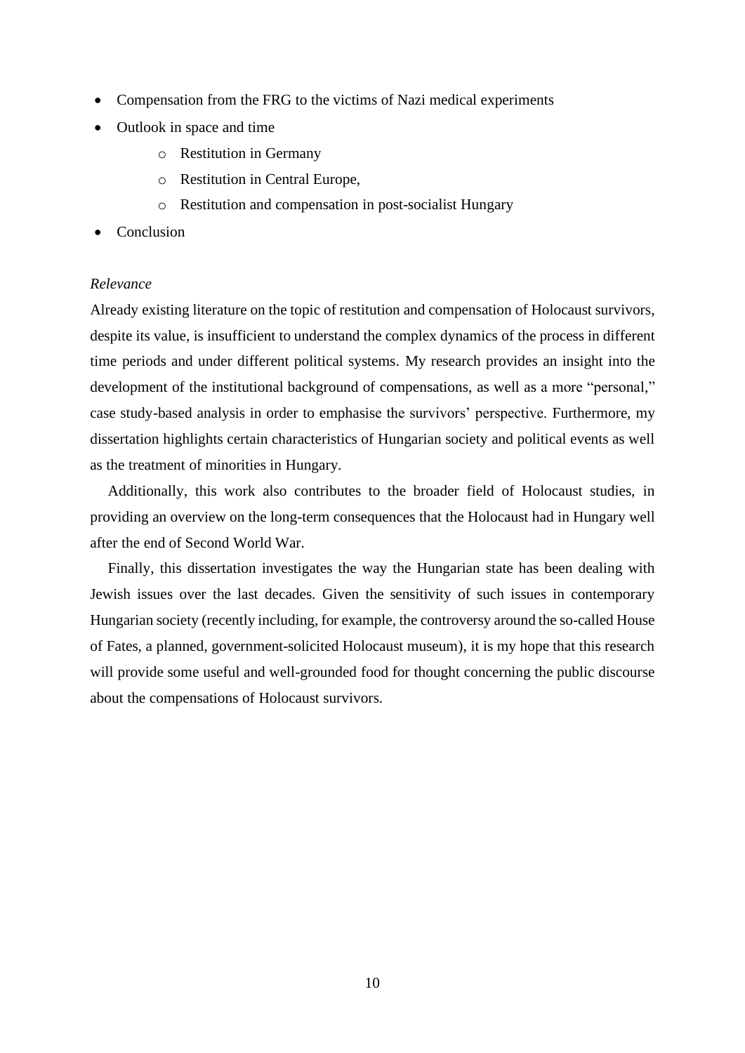- Compensation from the FRG to the victims of Nazi medical experiments
- Outlook in space and time
    - Restitution in Germany
    - Restitution in Central Europe,
    - Restitution and compensation in post-socialist Hungary
- Conclusion

*Relevance*

Already existing literature on the topic of restitution and compensation of Holocaust survivors, despite its value, is insufficient to understand the complex dynamics of the process in different time periods and under different political systems. My research provides an insight into the development of the institutional background of compensations, as well as a more "personal," case study-based analysis in order to emphasise the survivors' perspective. Furthermore, my dissertation highlights certain characteristics of Hungarian society and political events as well as the treatment of minorities in Hungary.

Additionally, this work also contributes to the broader field of Holocaust studies, in providing an overview on the long-term consequences that the Holocaust had in Hungary well after the end of Second World War.

Finally, this dissertation investigates the way the Hungarian state has been dealing with Jewish issues over the last decades. Given the sensitivity of such issues in contemporary Hungarian society (recently including, for example, the controversy around the so-called House of Fates, a planned, government-solicited Holocaust museum), it is my hope that this research will provide some useful and well-grounded food for thought concerning the public discourse about the compensations of Holocaust survivors.